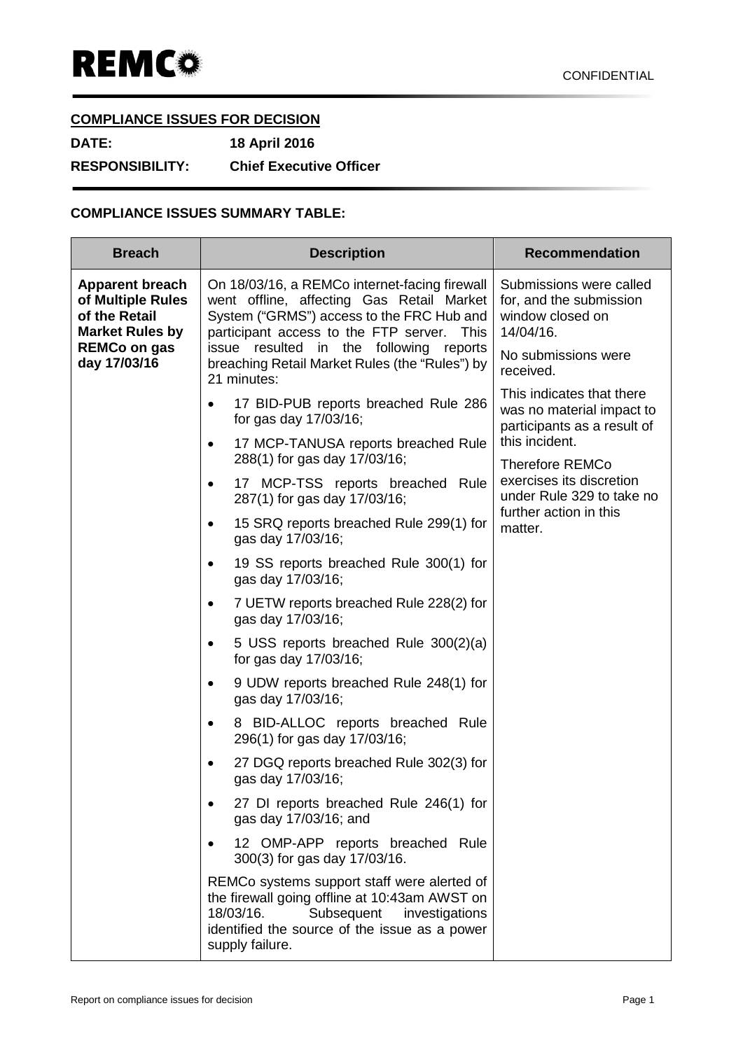**REMCO**

CONFIDENTIAL

**COMPLIANCE ISSUES FOR DECISION**

**DATE:** **18 April 2016**

**RESPONSIBILITY:** **Chief Executive Officer**

**COMPLIANCE ISSUES SUMMARY TABLE:**

| Breach | Description | Recommendation |
|---|---|---|
| **Apparent breach of Multiple Rules of the Retail Market Rules by REMCo on gas day 17/03/16** | On 18/03/16, a REMCo internet-facing firewall went offline, affecting Gas Retail Market System ("GRMS") access to the FRC Hub and participant access to the FTP server. This issue resulted in the following reports breaching Retail Market Rules (the "Rules") by 21 minutes:<br>• 17 BID-PUB reports breached Rule 286 for gas day 17/03/16;<br>• 17 MCP-TANUSA reports breached Rule 288(1) for gas day 17/03/16;<br>• 17 MCP-TSS reports breached Rule 287(1) for gas day 17/03/16;<br>• 15 SRQ reports breached Rule 299(1) for gas day 17/03/16;<br>• 19 SS reports breached Rule 300(1) for gas day 17/03/16;<br>• 7 UETW reports breached Rule 228(2) for gas day 17/03/16;<br>• 5 USS reports breached Rule 300(2)(a) for gas day 17/03/16;<br>• 9 UDW reports breached Rule 248(1) for gas day 17/03/16;<br>• 8 BID-ALLOC reports breached Rule 296(1) for gas day 17/03/16;<br>• 27 DGQ reports breached Rule 302(3) for gas day 17/03/16;<br>• 27 DI reports breached Rule 246(1) for gas day 17/03/16; and<br>• 12 OMP-APP reports breached Rule 300(3) for gas day 17/03/16.<br><br>REMCo systems support staff were alerted of the firewall going offline at 10:43am AWST on 18/03/16. Subsequent investigations identified the source of the issue as a power supply failure. | Submissions were called for, and the submission window closed on 14/04/16.<br><br>No submissions were received.<br><br>This indicates that there was no material impact to participants as a result of this incident.<br><br>Therefore REMCo exercises its discretion under Rule 329 to take no further action in this matter. |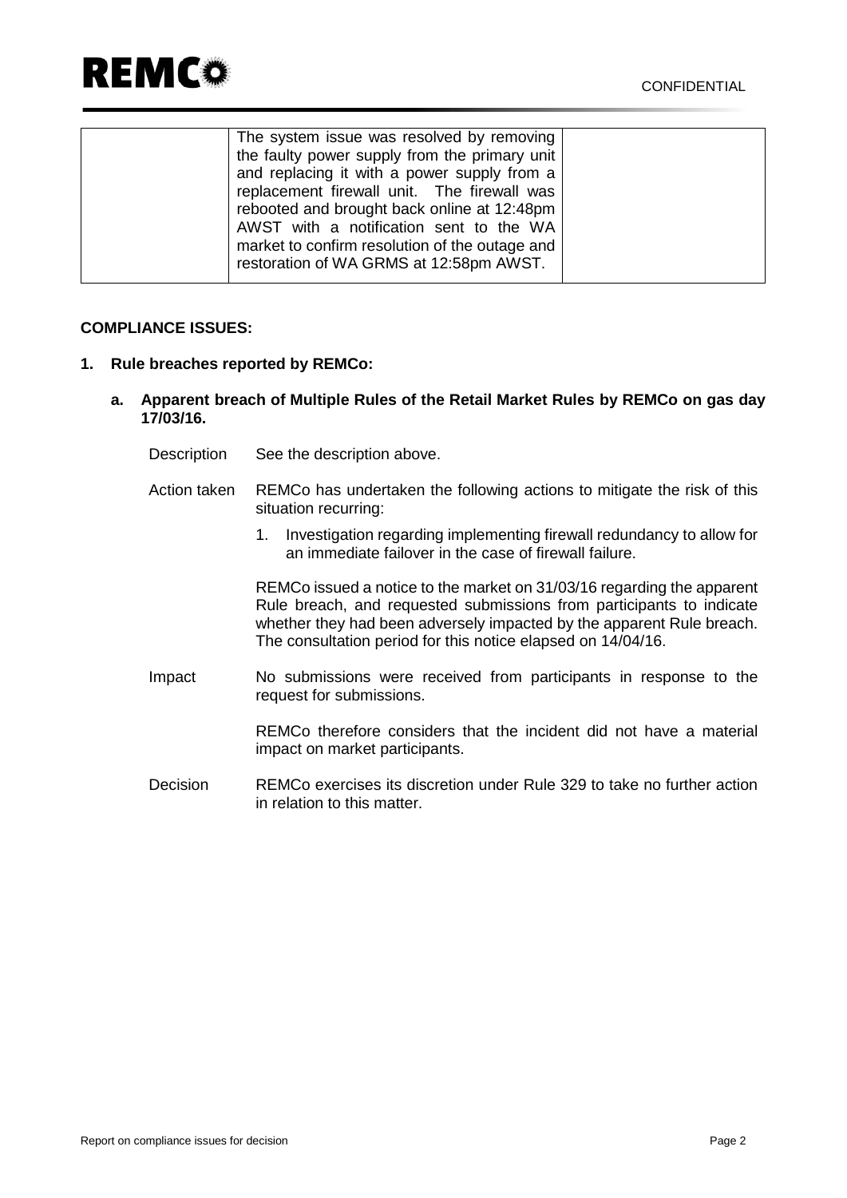| | | |
|---|---|---|
| | The system issue was resolved by removing the faulty power supply from the primary unit and replacing it with a power supply from a replacement firewall unit. The firewall was rebooted and brought back online at 12:48pm AWST with a notification sent to the WA market to confirm resolution of the outage and restoration of WA GRMS at 12:58pm AWST. | |

**COMPLIANCE ISSUES:**

**1. Rule breaches reported by REMCo:**

**a. Apparent breach of Multiple Rules of the Retail Market Rules by REMCo on gas day 17/03/16.**

Description: See the description above.

Action taken: REMCo has undertaken the following actions to mitigate the risk of this situation recurring:

1. Investigation regarding implementing firewall redundancy to allow for an immediate failover in the case of firewall failure.

REMCo issued a notice to the market on 31/03/16 regarding the apparent Rule breach, and requested submissions from participants to indicate whether they had been adversely impacted by the apparent Rule breach. The consultation period for this notice elapsed on 14/04/16.

Impact: No submissions were received from participants in response to the request for submissions.

REMCo therefore considers that the incident did not have a material impact on market participants.

Decision: REMCo exercises its discretion under Rule 329 to take no further action in relation to this matter.